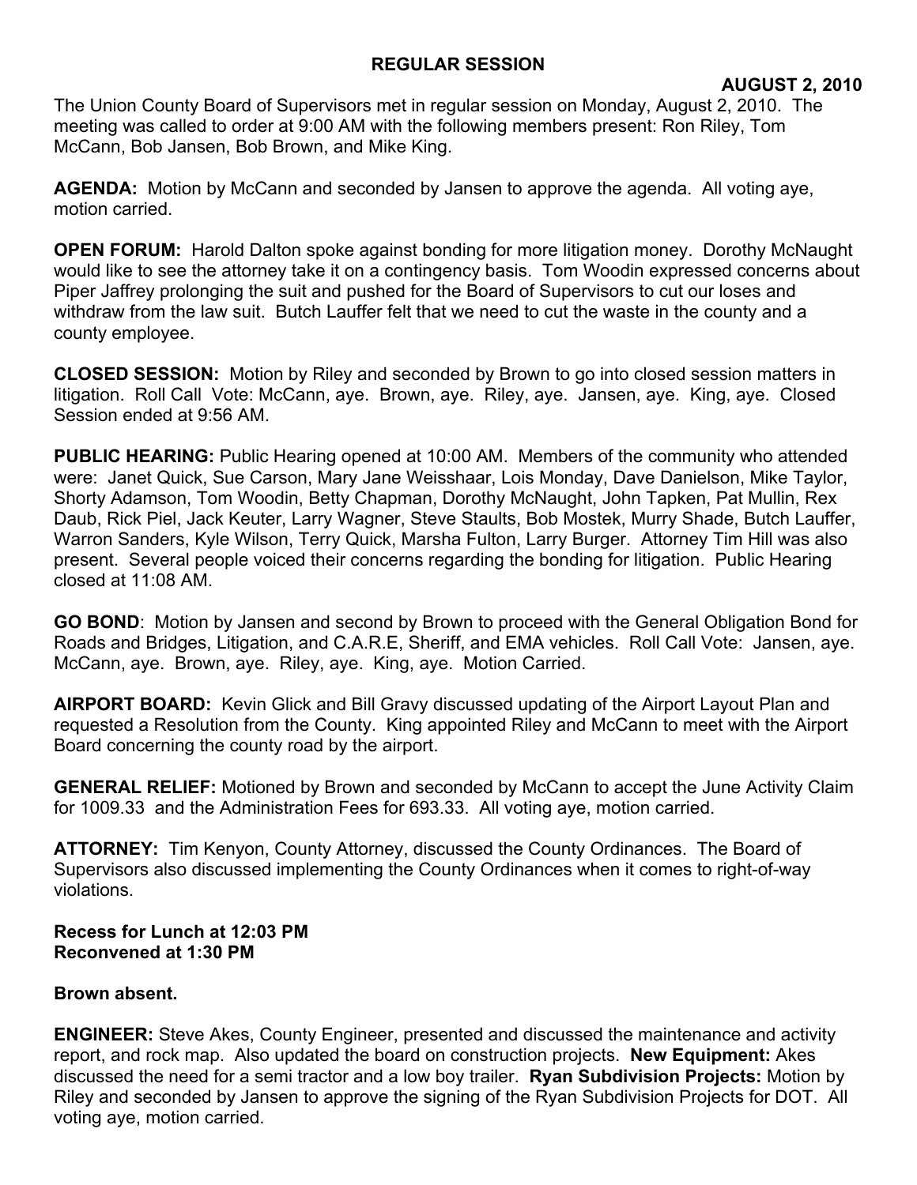## REGULAR SESSION

**AUGUST 2, 2010**

The Union County Board of Supervisors met in regular session on Monday, August 2, 2010. The meeting was called to order at 9:00 AM with the following members present: Ron Riley, Tom McCann, Bob Jansen, Bob Brown, and Mike King.

**AGENDA:** Motion by McCann and seconded by Jansen to approve the agenda. All voting aye, motion carried.

**OPEN FORUM:** Harold Dalton spoke against bonding for more litigation money. Dorothy McNaught would like to see the attorney take it on a contingency basis. Tom Woodin expressed concerns about Piper Jaffrey prolonging the suit and pushed for the Board of Supervisors to cut our loses and withdraw from the law suit. Butch Lauffer felt that we need to cut the waste in the county and a county employee.

**CLOSED SESSION:** Motion by Riley and seconded by Brown to go into closed session matters in litigation. Roll Call Vote: McCann, aye. Brown, aye. Riley, aye. Jansen, aye. King, aye. Closed Session ended at 9:56 AM.

**PUBLIC HEARING:** Public Hearing opened at 10:00 AM. Members of the community who attended were: Janet Quick, Sue Carson, Mary Jane Weisshaar, Lois Monday, Dave Danielson, Mike Taylor, Shorty Adamson, Tom Woodin, Betty Chapman, Dorothy McNaught, John Tapken, Pat Mullin, Rex Daub, Rick Piel, Jack Keuter, Larry Wagner, Steve Staults, Bob Mostek, Murry Shade, Butch Lauffer, Warron Sanders, Kyle Wilson, Terry Quick, Marsha Fulton, Larry Burger. Attorney Tim Hill was also present. Several people voiced their concerns regarding the bonding for litigation. Public Hearing closed at 11:08 AM.

**GO BOND**: Motion by Jansen and second by Brown to proceed with the General Obligation Bond for Roads and Bridges, Litigation, and C.A.R.E, Sheriff, and EMA vehicles. Roll Call Vote: Jansen, aye. McCann, aye. Brown, aye. Riley, aye. King, aye. Motion Carried.

**AIRPORT BOARD:** Kevin Glick and Bill Gravy discussed updating of the Airport Layout Plan and requested a Resolution from the County. King appointed Riley and McCann to meet with the Airport Board concerning the county road by the airport.

**GENERAL RELIEF:** Motioned by Brown and seconded by McCann to accept the June Activity Claim for 1009.33 and the Administration Fees for 693.33. All voting aye, motion carried.

**ATTORNEY:** Tim Kenyon, County Attorney, discussed the County Ordinances. The Board of Supervisors also discussed implementing the County Ordinances when it comes to right-of-way violations.

**Recess for Lunch at 12:03 PM**
**Reconvened at 1:30 PM**

**Brown absent.**

**ENGINEER:** Steve Akes, County Engineer, presented and discussed the maintenance and activity report, and rock map. Also updated the board on construction projects. **New Equipment:** Akes discussed the need for a semi tractor and a low boy trailer. **Ryan Subdivision Projects:** Motion by Riley and seconded by Jansen to approve the signing of the Ryan Subdivision Projects for DOT. All voting aye, motion carried.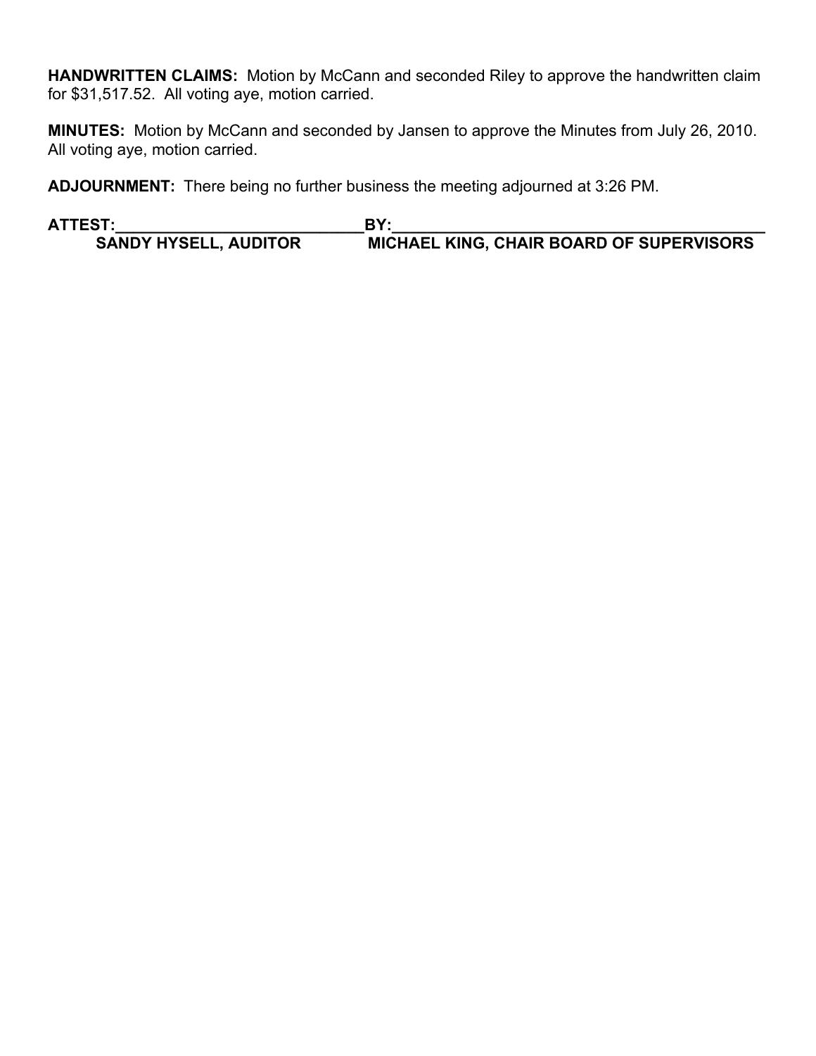**HANDWRITTEN CLAIMS:** Motion by McCann and seconded Riley to approve the handwritten claim for $31,517.52. All voting aye, motion carried.

**MINUTES:** Motion by McCann and seconded by Jansen to approve the Minutes from July 26, 2010. All voting aye, motion carried.

**ADJOURNMENT:** There being no further business the meeting adjourned at 3:26 PM.

**ATTEST:**\_\_\_\_\_\_\_\_\_\_\_\_\_\_\_\_\_\_\_\_\_\_\_\_\_\_\_\_**BY:**\_\_\_\_\_\_\_\_\_\_\_\_\_\_\_\_\_\_\_\_\_\_\_\_\_\_\_\_\_\_\_\_\_\_\_\_\_\_\_\_\_\_\_\_

**SANDY HYSELL, AUDITOR** **MICHAEL KING, CHAIR BOARD OF SUPERVISORS**